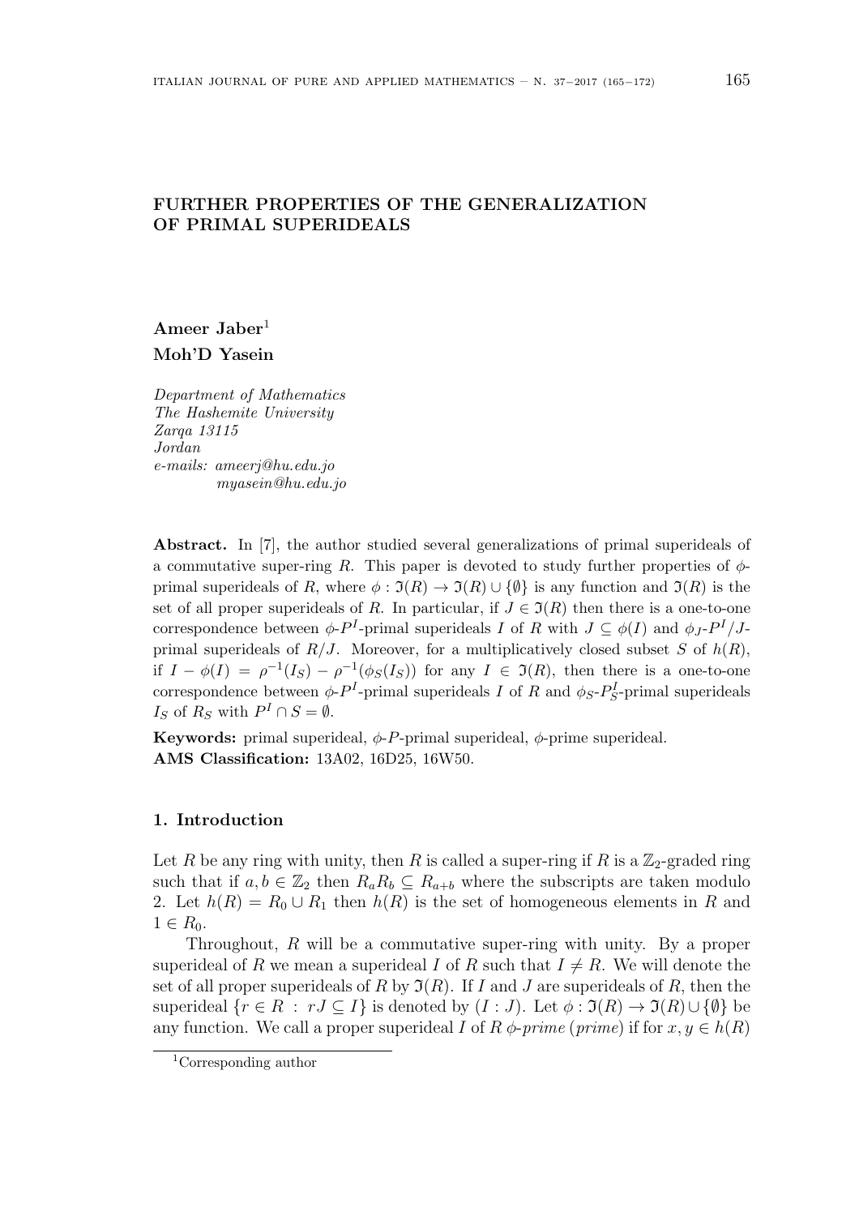# FURTHER PROPERTIES OF THE GENERALIZATION OF PRIMAL SUPERIDEALS

**Ameer Jaber**[1]

**Moh'D Yasein**

*Department of Mathematics*
*The Hashemite University*
*Zarqa 13115*
*Jordan*
*e-mails: ameerj@hu.edu.jo*
*myasein@hu.edu.jo*

**Abstract.** In [7], the author studied several generalizations of primal superideals of a commutative super-ring $R$. This paper is devoted to study further properties of $\phi$-primal superideals of $R$, where $\phi : \mathfrak{I}(R) \to \mathfrak{I}(R) \cup \{\emptyset\}$ is any function and $\mathfrak{I}(R)$ is the set of all proper superideals of $R$. In particular, if $J \in \mathfrak{I}(R)$ then there is a one-to-one correspondence between $\phi$-$P^I$-primal superideals $I$ of $R$ with $J \subseteq \phi(I)$ and $\phi_J$-$P^I/J$-primal superideals of $R/J$. Moreover, for a multiplicatively closed subset $S$ of $h(R)$, if $I - \phi(I) = \rho^{-1}(I_S) - \rho^{-1}(\phi_S(I_S))$ for any $I \in \mathfrak{I}(R)$, then there is a one-to-one correspondence between $\phi$-$P^I$-primal superideals $I$ of $R$ and $\phi_S$-$P^I_S$-primal superideals $I_S$ of $R_S$ with $P^I \cap S = \emptyset$.

**Keywords:** primal superideal, $\phi$-$P$-primal superideal, $\phi$-prime superideal.
**AMS Classification:** 13A02, 16D25, 16W50.

## 1. Introduction

Let $R$ be any ring with unity, then $R$ is called a super-ring if $R$ is a $\mathbb{Z}_2$-graded ring such that if $a, b \in \mathbb{Z}_2$ then $R_a R_b \subseteq R_{a+b}$ where the subscripts are taken modulo 2. Let $h(R) = R_0 \cup R_1$ then $h(R)$ is the set of homogeneous elements in $R$ and $1 \in R_0$.

Throughout, $R$ will be a commutative super-ring with unity. By a proper superideal of $R$ we mean a superideal $I$ of $R$ such that $I \neq R$. We will denote the set of all proper superideals of $R$ by $\mathfrak{I}(R)$. If $I$ and $J$ are superideals of $R$, then the superideal $\{r \in R \; : \; rJ \subseteq I\}$ is denoted by $(I : J)$. Let $\phi : \mathfrak{I}(R) \to \mathfrak{I}(R) \cup \{\emptyset\}$ be any function. We call a proper superideal $I$ of $R$ *$\phi$-prime* (*prime*) if for $x, y \in h(R)$

[1] Corresponding author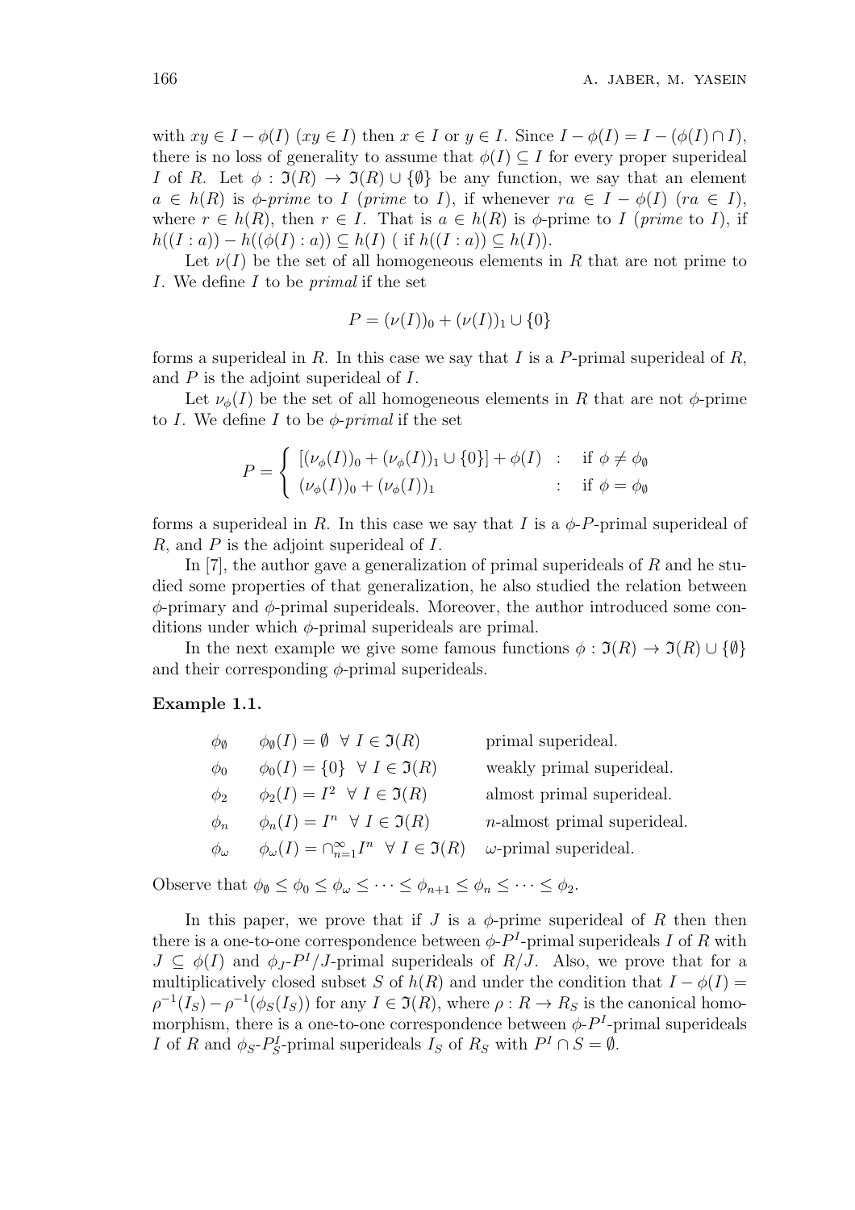with $xy \in I - \phi(I)$ ($xy \in I$) then $x \in I$ or $y \in I$. Since $I - \phi(I) = I - (\phi(I) \cap I)$, there is no loss of generality to assume that $\phi(I) \subseteq I$ for every proper superideal $I$ of $R$. Let $\phi : \Im(R) \to \Im(R) \cup \{\emptyset\}$ be any function, we say that an element $a \in h(R)$ is *$\phi$-prime* to $I$ (*prime* to $I$), if whenever $ra \in I - \phi(I)$ ($ra \in I$), where $r \in h(R)$, then $r \in I$. That is $a \in h(R)$ is $\phi$-prime to $I$ (*prime* to $I$), if $h((I : a)) - h((\phi(I) : a)) \subseteq h(I)$ ( if $h((I : a)) \subseteq h(I)$).

Let $\nu(I)$ be the set of all homogeneous elements in $R$ that are not prime to $I$. We define $I$ to be *primal* if the set

$$P = (\nu(I))_0 + (\nu(I))_1 \cup \{0\}$$

forms a superideal in $R$. In this case we say that $I$ is a $P$-primal superideal of $R$, and $P$ is the adjoint superideal of $I$.

Let $\nu_\phi(I)$ be the set of all homogeneous elements in $R$ that are not $\phi$-prime to $I$. We define $I$ to be *$\phi$-primal* if the set

$$P = \begin{cases} [(\nu_\phi(I))_0 + (\nu_\phi(I))_1 \cup \{0\}] + \phi(I) & : \quad \text{if } \phi \neq \phi_\emptyset \\ (\nu_\phi(I))_0 + (\nu_\phi(I))_1 & : \quad \text{if } \phi = \phi_\emptyset \end{cases}$$

forms a superideal in $R$. In this case we say that $I$ is a $\phi$-$P$-primal superideal of $R$, and $P$ is the adjoint superideal of $I$.

In [7], the author gave a generalization of primal superideals of $R$ and he studied some properties of that generalization, he also studied the relation between $\phi$-primary and $\phi$-primal superideals. Moreover, the author introduced some conditions under which $\phi$-primal superideals are primal.

In the next example we give some famous functions $\phi : \Im(R) \to \Im(R) \cup \{\emptyset\}$ and their corresponding $\phi$-primal superideals.

**Example 1.1.**

| | | |
|---|---|---|
| $\phi_\emptyset$ | $\phi_\emptyset(I) = \emptyset \ \ \forall\, I \in \Im(R)$ | primal superideal. |
| $\phi_0$ | $\phi_0(I) = \{0\} \ \ \forall\, I \in \Im(R)$ | weakly primal superideal. |
| $\phi_2$ | $\phi_2(I) = I^2 \ \ \forall\, I \in \Im(R)$ | almost primal superideal. |
| $\phi_n$ | $\phi_n(I) = I^n \ \ \forall\, I \in \Im(R)$ | $n$-almost primal superideal. |
| $\phi_\omega$ | $\phi_\omega(I) = \cap_{n=1}^{\infty} I^n \ \ \forall\, I \in \Im(R)$ | $\omega$-primal superideal. |

Observe that $\phi_\emptyset \leq \phi_0 \leq \phi_\omega \leq \cdots \leq \phi_{n+1} \leq \phi_n \leq \cdots \leq \phi_2$.

In this paper, we prove that if $J$ is a $\phi$-prime superideal of $R$ then then there is a one-to-one correspondence between $\phi$-$P^I$-primal superideals $I$ of $R$ with $J \subseteq \phi(I)$ and $\phi_J$-$P^I/J$-primal superideals of $R/J$. Also, we prove that for a multiplicatively closed subset $S$ of $h(R)$ and under the condition that $I - \phi(I) = \rho^{-1}(I_S) - \rho^{-1}(\phi_S(I_S))$ for any $I \in \Im(R)$, where $\rho : R \to R_S$ is the canonical homomorphism, there is a one-to-one correspondence between $\phi$-$P^I$-primal superideals $I$ of $R$ and $\phi_S$-$P^I_S$-primal superideals $I_S$ of $R_S$ with $P^I \cap S = \emptyset$.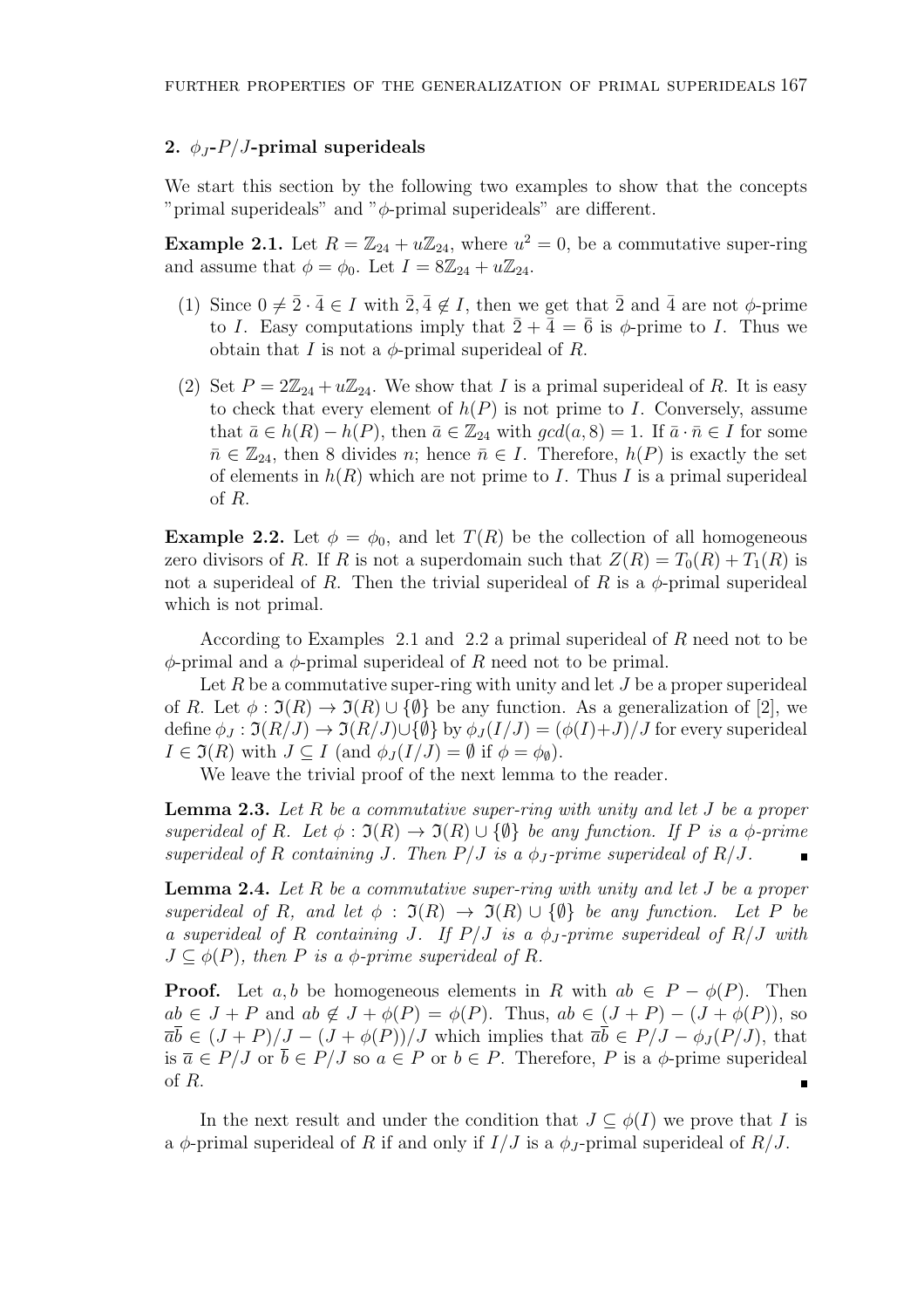## 2. $\phi_J$-$P/J$-primal superideals

We start this section by the following two examples to show that the concepts "primal superideals" and "$\phi$-primal superideals" are different.

**Example 2.1.** Let $R = \mathbb{Z}_{24} + u\mathbb{Z}_{24}$, where $u^2 = 0$, be a commutative super-ring and assume that $\phi = \phi_0$. Let $I = 8\mathbb{Z}_{24} + u\mathbb{Z}_{24}$.

1. Since $0 \neq \bar{2} \cdot \bar{4} \in I$ with $\bar{2}, \bar{4} \notin I$, then we get that $\bar{2}$ and $\bar{4}$ are not $\phi$-prime to $I$. Easy computations imply that $\bar{2} + \bar{4} = \bar{6}$ is $\phi$-prime to $I$. Thus we obtain that $I$ is not a $\phi$-primal superideal of $R$.
2. Set $P = 2\mathbb{Z}_{24} + u\mathbb{Z}_{24}$. We show that $I$ is a primal superideal of $R$. It is easy to check that every element of $h(P)$ is not prime to $I$. Conversely, assume that $\bar{a} \in h(R) - h(P)$, then $\bar{a} \in \mathbb{Z}_{24}$ with $gcd(a, 8) = 1$. If $\bar{a} \cdot \bar{n} \in I$ for some $\bar{n} \in \mathbb{Z}_{24}$, then 8 divides $n$; hence $\bar{n} \in I$. Therefore, $h(P)$ is exactly the set of elements in $h(R)$ which are not prime to $I$. Thus $I$ is a primal superideal of $R$.

**Example 2.2.** Let $\phi = \phi_0$, and let $T(R)$ be the collection of all homogeneous zero divisors of $R$. If $R$ is not a superdomain such that $Z(R) = T_0(R) + T_1(R)$ is not a superideal of $R$. Then the trivial superideal of $R$ is a $\phi$-primal superideal which is not primal.

According to Examples 2.1 and 2.2 a primal superideal of $R$ need not to be $\phi$-primal and a $\phi$-primal superideal of $R$ need not to be primal.

Let $R$ be a commutative super-ring with unity and let $J$ be a proper superideal of $R$. Let $\phi : \mathfrak{I}(R) \to \mathfrak{I}(R) \cup \{\emptyset\}$ be any function. As a generalization of [2], we define $\phi_J : \mathfrak{I}(R/J) \to \mathfrak{I}(R/J) \cup \{\emptyset\}$ by $\phi_J(I/J) = (\phi(I)+J)/J$ for every superideal $I \in \mathfrak{I}(R)$ with $J \subseteq I$ (and $\phi_J(I/J) = \emptyset$ if $\phi = \phi_\emptyset$).

We leave the trivial proof of the next lemma to the reader.

**Lemma 2.3.** *Let $R$ be a commutative super-ring with unity and let $J$ be a proper superideal of $R$. Let $\phi : \mathfrak{I}(R) \to \mathfrak{I}(R) \cup \{\emptyset\}$ be any function. If $P$ is a $\phi$-prime superideal of $R$ containing $J$. Then $P/J$ is a $\phi_J$-prime superideal of $R/J$.* ∎

**Lemma 2.4.** *Let $R$ be a commutative super-ring with unity and let $J$ be a proper superideal of $R$, and let $\phi : \mathfrak{I}(R) \to \mathfrak{I}(R) \cup \{\emptyset\}$ be any function. Let $P$ be a superideal of $R$ containing $J$. If $P/J$ is a $\phi_J$-prime superideal of $R/J$ with $J \subseteq \phi(P)$, then $P$ is a $\phi$-prime superideal of $R$.*

**Proof.** Let $a, b$ be homogeneous elements in $R$ with $ab \in P - \phi(P)$. Then $ab \in J + P$ and $ab \notin J + \phi(P) = \phi(P)$. Thus, $ab \in (J + P) - (J + \phi(P))$, so $\overline{a}\overline{b} \in (J + P)/J - (J + \phi(P))/J$ which implies that $\overline{a}\overline{b} \in P/J - \phi_J(P/J)$, that is $\overline{a} \in P/J$ or $\overline{b} \in P/J$ so $a \in P$ or $b \in P$. Therefore, $P$ is a $\phi$-prime superideal of $R$. ∎

In the next result and under the condition that $J \subseteq \phi(I)$ we prove that $I$ is a $\phi$-primal superideal of $R$ if and only if $I/J$ is a $\phi_J$-primal superideal of $R/J$.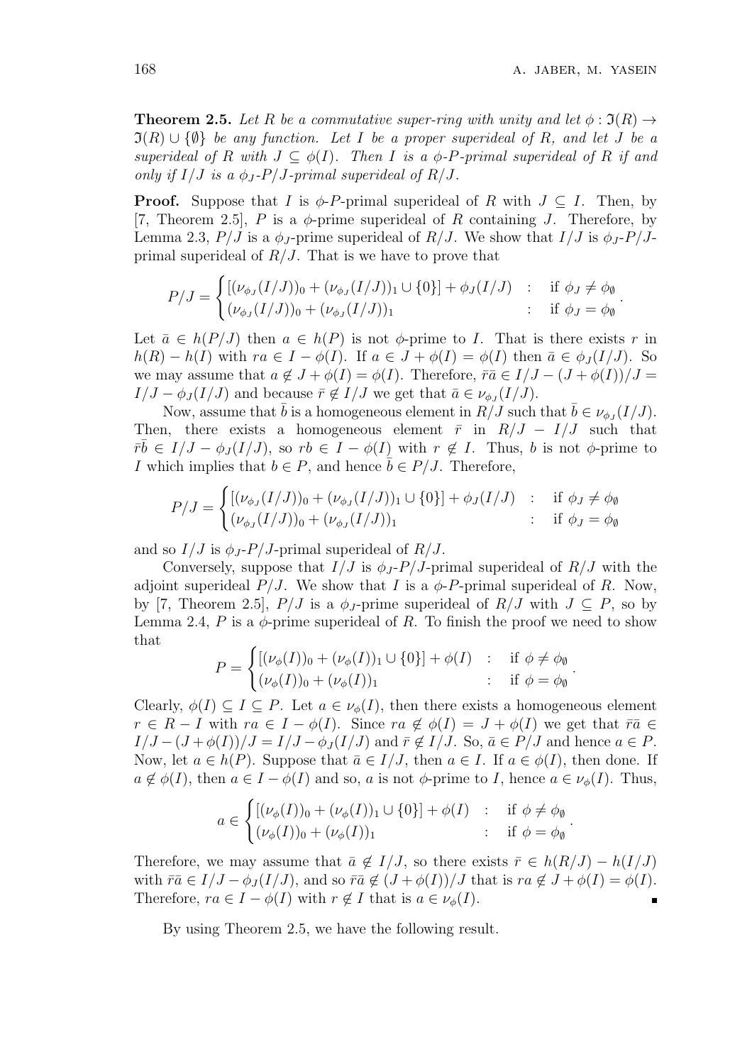**Theorem 2.5.** *Let $R$ be a commutative super-ring with unity and let $\phi : \mathfrak{I}(R) \to \mathfrak{I}(R) \cup \{\emptyset\}$ be any function. Let $I$ be a proper superideal of $R$, and let $J$ be a superideal of $R$ with $J \subseteq \phi(I)$. Then $I$ is a $\phi$-$P$-primal superideal of $R$ if and only if $I/J$ is a $\phi_J$-$P/J$-primal superideal of $R/J$.*

**Proof.** Suppose that $I$ is $\phi$-$P$-primal superideal of $R$ with $J \subseteq I$. Then, by [7, Theorem 2.5], $P$ is a $\phi$-prime superideal of $R$ containing $J$. Therefore, by Lemma 2.3, $P/J$ is a $\phi_J$-prime superideal of $R/J$. We show that $I/J$ is $\phi_J$-$P/J$-primal superideal of $R/J$. That is we have to prove that

$$P/J = \begin{cases} [(\nu_{\phi_J}(I/J))_0 + (\nu_{\phi_J}(I/J))_1 \cup \{0\}] + \phi_J(I/J) & : \quad \text{if } \phi_J \neq \phi_\emptyset \\ (\nu_{\phi_J}(I/J))_0 + (\nu_{\phi_J}(I/J))_1 & : \quad \text{if } \phi_J = \phi_\emptyset \end{cases}.$$

Let $\bar{a} \in h(P/J)$ then $a \in h(P)$ is not $\phi$-prime to $I$. That is there exists $r$ in $h(R) - h(I)$ with $ra \in I - \phi(I)$. If $a \in J + \phi(I) = \phi(I)$ then $\bar{a} \in \phi_J(I/J)$. So we may assume that $a \notin J + \phi(I) = \phi(I)$. Therefore, $\bar{r}\bar{a} \in I/J - (J + \phi(I))/J = I/J - \phi_J(I/J)$ and because $\bar{r} \notin I/J$ we get that $\bar{a} \in \nu_{\phi_J}(I/J)$.

Now, assume that $\bar{b}$ is a homogeneous element in $R/J$ such that $\bar{b} \in \nu_{\phi_J}(I/J)$. Then, there exists a homogeneous element $\bar{r}$ in $R/J - I/J$ such that $\bar{r}\bar{b} \in I/J - \phi_J(I/J)$, so $rb \in I - \phi(I)$ with $r \notin I$. Thus, $b$ is not $\phi$-prime to $I$ which implies that $b \in P$, and hence $\bar{b} \in P/J$. Therefore,

$$P/J = \begin{cases} [(\nu_{\phi_J}(I/J))_0 + (\nu_{\phi_J}(I/J))_1 \cup \{0\}] + \phi_J(I/J) & : \quad \text{if } \phi_J \neq \phi_\emptyset \\ (\nu_{\phi_J}(I/J))_0 + (\nu_{\phi_J}(I/J))_1 & : \quad \text{if } \phi_J = \phi_\emptyset \end{cases}$$

and so $I/J$ is $\phi_J$-$P/J$-primal superideal of $R/J$.

Conversely, suppose that $I/J$ is $\phi_J$-$P/J$-primal superideal of $R/J$ with the adjoint superideal $P/J$. We show that $I$ is a $\phi$-$P$-primal superideal of $R$. Now, by [7, Theorem 2.5], $P/J$ is a $\phi_J$-prime superideal of $R/J$ with $J \subseteq P$, so by Lemma 2.4, $P$ is a $\phi$-prime superideal of $R$. To finish the proof we need to show that

$$P = \begin{cases} [(\nu_\phi(I))_0 + (\nu_\phi(I))_1 \cup \{0\}] + \phi(I) & : \quad \text{if } \phi \neq \phi_\emptyset \\ (\nu_\phi(I))_0 + (\nu_\phi(I))_1 & : \quad \text{if } \phi = \phi_\emptyset \end{cases}.$$

Clearly, $\phi(I) \subseteq I \subseteq P$. Let $a \in \nu_\phi(I)$, then there exists a homogeneous element $r \in R - I$ with $ra \in I - \phi(I)$. Since $ra \notin \phi(I) = J + \phi(I)$ we get that $\bar{r}\bar{a} \in I/J - (J + \phi(I))/J = I/J - \phi_J(I/J)$ and $\bar{r} \notin I/J$. So, $\bar{a} \in P/J$ and hence $a \in P$. Now, let $a \in h(P)$. Suppose that $\bar{a} \in I/J$, then $a \in I$. If $a \in \phi(I)$, then done. If $a \notin \phi(I)$, then $a \in I - \phi(I)$ and so, $a$ is not $\phi$-prime to $I$, hence $a \in \nu_\phi(I)$. Thus,

$$a \in \begin{cases} [(\nu_\phi(I))_0 + (\nu_\phi(I))_1 \cup \{0\}] + \phi(I) & : \quad \text{if } \phi \neq \phi_\emptyset \\ (\nu_\phi(I))_0 + (\nu_\phi(I))_1 & : \quad \text{if } \phi = \phi_\emptyset \end{cases}.$$

Therefore, we may assume that $\bar{a} \notin I/J$, so there exists $\bar{r} \in h(R/J) - h(I/J)$ with $\bar{r}\bar{a} \in I/J - \phi_J(I/J)$, and so $\bar{r}\bar{a} \notin (J + \phi(I))/J$ that is $ra \notin J + \phi(I) = \phi(I)$. Therefore, $ra \in I - \phi(I)$ with $r \notin I$ that is $a \in \nu_\phi(I)$. ∎

By using Theorem 2.5, we have the following result.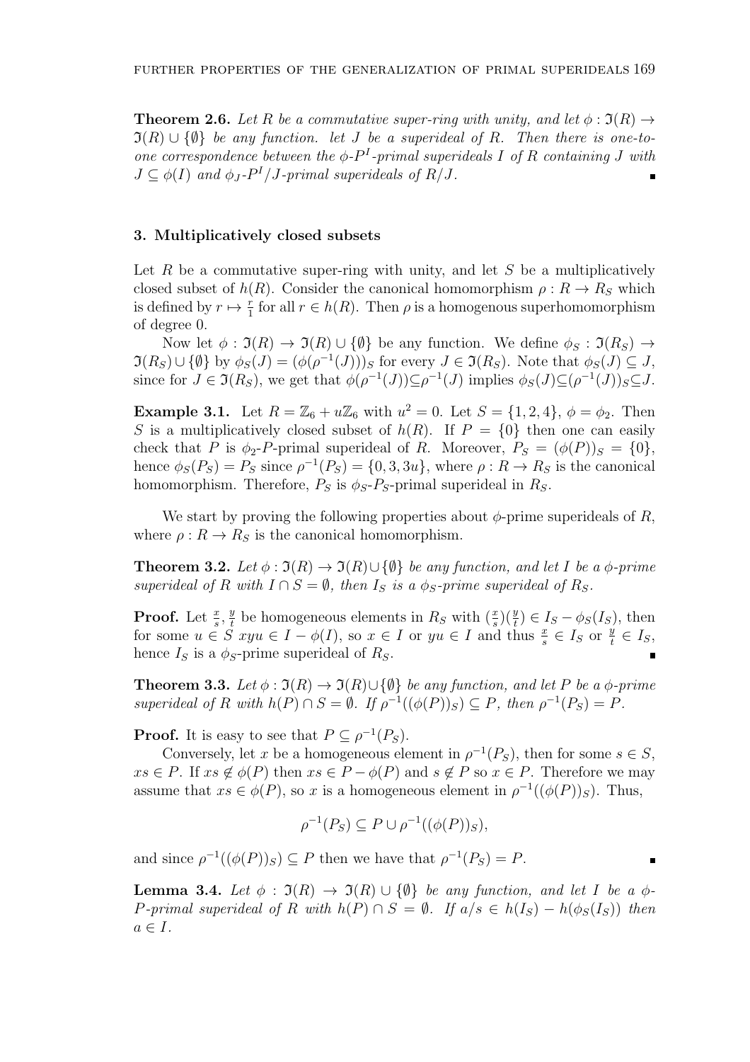**Theorem 2.6.** *Let $R$ be a commutative super-ring with unity, and let $\phi : \mathfrak{I}(R) \to \mathfrak{I}(R) \cup \{\emptyset\}$ be any function. let $J$ be a superideal of $R$. Then there is one-to-one correspondence between the $\phi$-$P^I$-primal superideals $I$ of $R$ containing $J$ with $J \subseteq \phi(I)$ and $\phi_J$-$P^I/J$-primal superideals of $R/J$.* ∎

## 3. Multiplicatively closed subsets

Let $R$ be a commutative super-ring with unity, and let $S$ be a multiplicatively closed subset of $h(R)$. Consider the canonical homomorphism $\rho : R \to R_S$ which is defined by $r \mapsto \frac{r}{1}$ for all $r \in h(R)$. Then $\rho$ is a homogenous superhomomorphism of degree 0.

Now let $\phi : \mathfrak{I}(R) \to \mathfrak{I}(R) \cup \{\emptyset\}$ be any function. We define $\phi_S : \mathfrak{I}(R_S) \to \mathfrak{I}(R_S) \cup \{\emptyset\}$ by $\phi_S(J) = (\phi(\rho^{-1}(J)))_S$ for every $J \in \mathfrak{I}(R_S)$. Note that $\phi_S(J) \subseteq J$, since for $J \in \mathfrak{I}(R_S)$, we get that $\phi(\rho^{-1}(J)) \subseteq \rho^{-1}(J)$ implies $\phi_S(J) \subseteq (\rho^{-1}(J))_S \subseteq J$.

**Example 3.1.** Let $R = \mathbb{Z}_6 + u\mathbb{Z}_6$ with $u^2 = 0$. Let $S = \{1, 2, 4\}$, $\phi = \phi_2$. Then $S$ is a multiplicatively closed subset of $h(R)$. If $P = \{0\}$ then one can easily check that $P$ is $\phi_2$-$P$-primal superideal of $R$. Moreover, $P_S = (\phi(P))_S = \{0\}$, hence $\phi_S(P_S) = P_S$ since $\rho^{-1}(P_S) = \{0, 3, 3u\}$, where $\rho : R \to R_S$ is the canonical homomorphism. Therefore, $P_S$ is $\phi_S$-$P_S$-primal superideal in $R_S$.

We start by proving the following properties about $\phi$-prime superideals of $R$, where $\rho : R \to R_S$ is the canonical homomorphism.

**Theorem 3.2.** *Let $\phi : \mathfrak{I}(R) \to \mathfrak{I}(R) \cup \{\emptyset\}$ be any function, and let $I$ be a $\phi$-prime superideal of $R$ with $I \cap S = \emptyset$, then $I_S$ is a $\phi_S$-prime superideal of $R_S$.*

**Proof.** Let $\frac{x}{s}, \frac{y}{t}$ be homogeneous elements in $R_S$ with $(\frac{x}{s})(\frac{y}{t}) \in I_S - \phi_S(I_S)$, then for some $u \in S$ $xyu \in I - \phi(I)$, so $x \in I$ or $yu \in I$ and thus $\frac{x}{s} \in I_S$ or $\frac{y}{t} \in I_S$, hence $I_S$ is a $\phi_S$-prime superideal of $R_S$. ∎

**Theorem 3.3.** *Let $\phi : \mathfrak{I}(R) \to \mathfrak{I}(R) \cup \{\emptyset\}$ be any function, and let $P$ be a $\phi$-prime superideal of $R$ with $h(P) \cap S = \emptyset$. If $\rho^{-1}((\phi(P))_S) \subseteq P$, then $\rho^{-1}(P_S) = P$.*

**Proof.** It is easy to see that $P \subseteq \rho^{-1}(P_S)$.

Conversely, let $x$ be a homogeneous element in $\rho^{-1}(P_S)$, then for some $s \in S$, $xs \in P$. If $xs \notin \phi(P)$ then $xs \in P - \phi(P)$ and $s \notin P$ so $x \in P$. Therefore we may assume that $xs \in \phi(P)$, so $x$ is a homogeneous element in $\rho^{-1}((\phi(P))_S)$. Thus,

$$\rho^{-1}(P_S) \subseteq P \cup \rho^{-1}((\phi(P))_S),$$

and since $\rho^{-1}((\phi(P))_S) \subseteq P$ then we have that $\rho^{-1}(P_S) = P$. ∎

**Lemma 3.4.** *Let $\phi : \mathfrak{I}(R) \to \mathfrak{I}(R) \cup \{\emptyset\}$ be any function, and let $I$ be a $\phi$-$P$-primal superideal of $R$ with $h(P) \cap S = \emptyset$. If $a/s \in h(I_S) - h(\phi_S(I_S))$ then $a \in I$.*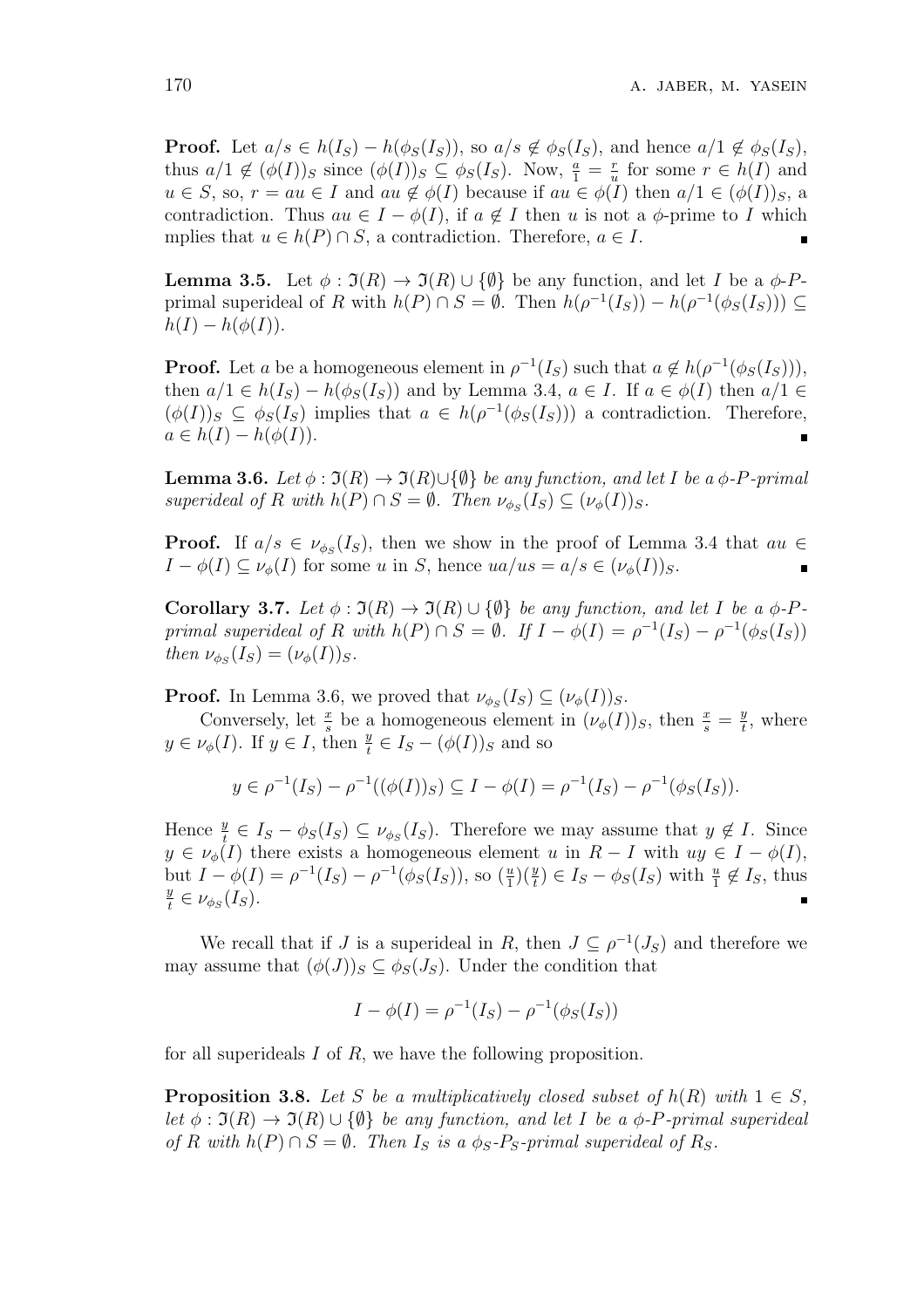**Proof.** Let $a/s \in h(I_S) - h(\phi_S(I_S))$, so $a/s \notin \phi_S(I_S)$, and hence $a/1 \notin \phi_S(I_S)$, thus $a/1 \notin (\phi(I))_S$ since $(\phi(I))_S \subseteq \phi_S(I_S)$. Now, $\frac{a}{1} = \frac{r}{u}$ for some $r \in h(I)$ and $u \in S$, so, $r = au \in I$ and $au \notin \phi(I)$ because if $au \in \phi(I)$ then $a/1 \in (\phi(I))_S$, a contradiction. Thus $au \in I - \phi(I)$, if $a \notin I$ then $u$ is not a $\phi$-prime to $I$ which mplies that $u \in h(P) \cap S$, a contradiction. Therefore, $a \in I$. ∎

**Lemma 3.5.** Let $\phi : \mathfrak{I}(R) \to \mathfrak{I}(R) \cup \{\emptyset\}$ be any function, and let $I$ be a $\phi$-$P$-primal superideal of $R$ with $h(P) \cap S = \emptyset$. Then $h(\rho^{-1}(I_S)) - h(\rho^{-1}(\phi_S(I_S))) \subseteq h(I) - h(\phi(I))$.

**Proof.** Let $a$ be a homogeneous element in $\rho^{-1}(I_S)$ such that $a \notin h(\rho^{-1}(\phi_S(I_S)))$, then $a/1 \in h(I_S) - h(\phi_S(I_S))$ and by Lemma 3.4, $a \in I$. If $a \in \phi(I)$ then $a/1 \in (\phi(I))_S \subseteq \phi_S(I_S)$ implies that $a \in h(\rho^{-1}(\phi_S(I_S)))$ a contradiction. Therefore, $a \in h(I) - h(\phi(I))$. ∎

**Lemma 3.6.** *Let $\phi : \mathfrak{I}(R) \to \mathfrak{I}(R) \cup \{\emptyset\}$ be any function, and let $I$ be a $\phi$-$P$-primal superideal of $R$ with $h(P) \cap S = \emptyset$. Then $\nu_{\phi_S}(I_S) \subseteq (\nu_\phi(I))_S$.*

**Proof.** If $a/s \in \nu_{\phi_S}(I_S)$, then we show in the proof of Lemma 3.4 that $au \in I - \phi(I) \subseteq \nu_\phi(I)$ for some $u$ in $S$, hence $ua/us = a/s \in (\nu_\phi(I))_S$. ∎

**Corollary 3.7.** *Let $\phi : \mathfrak{I}(R) \to \mathfrak{I}(R) \cup \{\emptyset\}$ be any function, and let $I$ be a $\phi$-$P$-primal superideal of $R$ with $h(P) \cap S = \emptyset$. If $I - \phi(I) = \rho^{-1}(I_S) - \rho^{-1}(\phi_S(I_S))$ then $\nu_{\phi_S}(I_S) = (\nu_\phi(I))_S$.*

**Proof.** In Lemma 3.6, we proved that $\nu_{\phi_S}(I_S) \subseteq (\nu_\phi(I))_S$.

Conversely, let $\frac{x}{s}$ be a homogeneous element in $(\nu_\phi(I))_S$, then $\frac{x}{s} = \frac{y}{t}$, where $y \in \nu_\phi(I)$. If $y \in I$, then $\frac{y}{t} \in I_S - (\phi(I))_S$ and so

$$y \in \rho^{-1}(I_S) - \rho^{-1}((\phi(I))_S) \subseteq I - \phi(I) = \rho^{-1}(I_S) - \rho^{-1}(\phi_S(I_S)).$$

Hence $\frac{y}{t} \in I_S - \phi_S(I_S) \subseteq \nu_{\phi_S}(I_S)$. Therefore we may assume that $y \notin I$. Since $y \in \nu_\phi(I)$ there exists a homogeneous element $u$ in $R - I$ with $uy \in I - \phi(I)$, but $I - \phi(I) = \rho^{-1}(I_S) - \rho^{-1}(\phi_S(I_S))$, so $(\frac{u}{1})(\frac{y}{t}) \in I_S - \phi_S(I_S)$ with $\frac{u}{1} \notin I_S$, thus $\frac{y}{t} \in \nu_{\phi_S}(I_S)$. ∎

We recall that if $J$ is a superideal in $R$, then $J \subseteq \rho^{-1}(J_S)$ and therefore we may assume that $(\phi(J))_S \subseteq \phi_S(J_S)$. Under the condition that

$$I - \phi(I) = \rho^{-1}(I_S) - \rho^{-1}(\phi_S(I_S))$$

for all superideals $I$ of $R$, we have the following proposition.

**Proposition 3.8.** *Let $S$ be a multiplicatively closed subset of $h(R)$ with $1 \in S$, let $\phi : \mathfrak{I}(R) \to \mathfrak{I}(R) \cup \{\emptyset\}$ be any function, and let $I$ be a $\phi$-$P$-primal superideal of $R$ with $h(P) \cap S = \emptyset$. Then $I_S$ is a $\phi_S$-$P_S$-primal superideal of $R_S$.*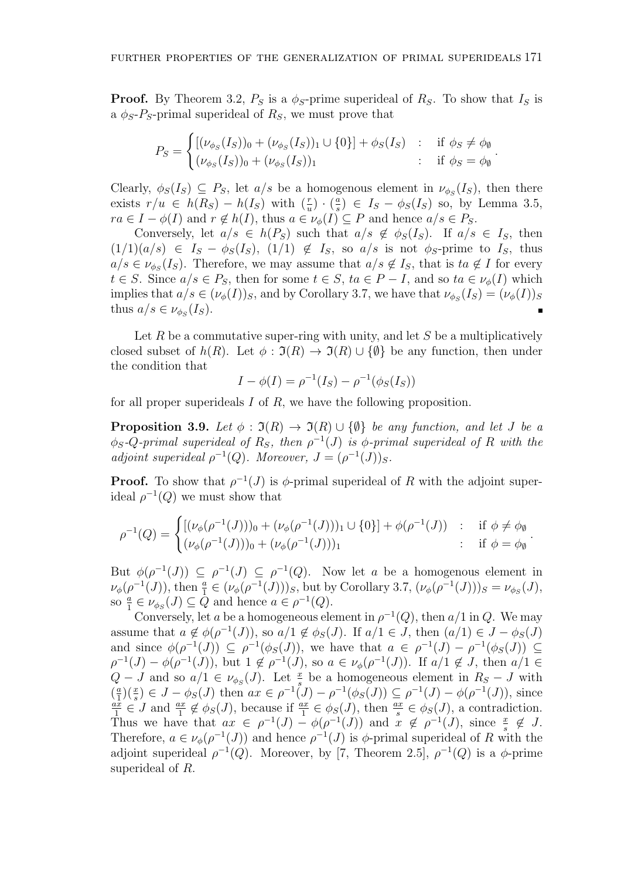**Proof.** By Theorem 3.2, $P_S$ is a $\phi_S$-prime superideal of $R_S$. To show that $I_S$ is a $\phi_S$-$P_S$-primal superideal of $R_S$, we must prove that

$$P_S = \begin{cases} [(\nu_{\phi_S}(I_S))_0 + (\nu_{\phi_S}(I_S))_1 \cup \{0\}] + \phi_S(I_S) & : \quad \text{if } \phi_S \neq \phi_\emptyset \\ (\nu_{\phi_S}(I_S))_0 + (\nu_{\phi_S}(I_S))_1 & : \quad \text{if } \phi_S = \phi_\emptyset \end{cases}.$$

Clearly, $\phi_S(I_S) \subseteq P_S$, let $a/s$ be a homogenous element in $\nu_{\phi_S}(I_S)$, then there exists $r/u \in h(R_S) - h(I_S)$ with $(\frac{r}{u}) \cdot (\frac{a}{s}) \in I_S - \phi_S(I_S)$ so, by Lemma 3.5, $ra \in I - \phi(I)$ and $r \notin h(I)$, thus $a \in \nu_\phi(I) \subseteq P$ and hence $a/s \in P_S$.

Conversely, let $a/s \in h(P_S)$ such that $a/s \notin \phi_S(I_S)$. If $a/s \in I_S$, then $(1/1)(a/s) \in I_S - \phi_S(I_S)$, $(1/1) \notin I_S$, so $a/s$ is not $\phi_S$-prime to $I_S$, thus $a/s \in \nu_{\phi_S}(I_S)$. Therefore, we may assume that $a/s \notin I_S$, that is $ta \notin I$ for every $t \in S$. Since $a/s \in P_S$, then for some $t \in S$, $ta \in P - I$, and so $ta \in \nu_\phi(I)$ which implies that $a/s \in (\nu_\phi(I))_S$, and by Corollary 3.7, we have that $\nu_{\phi_S}(I_S) = (\nu_\phi(I))_S$ thus $a/s \in \nu_{\phi_S}(I_S)$. ∎

Let $R$ be a commutative super-ring with unity, and let $S$ be a multiplicatively closed subset of $h(R)$. Let $\phi : \mathfrak{I}(R) \to \mathfrak{I}(R) \cup \{\emptyset\}$ be any function, then under the condition that

$$I - \phi(I) = \rho^{-1}(I_S) - \rho^{-1}(\phi_S(I_S))$$

for all proper superideals $I$ of $R$, we have the following proposition.

**Proposition 3.9.** *Let $\phi : \mathfrak{I}(R) \to \mathfrak{I}(R) \cup \{\emptyset\}$ be any function, and let $J$ be a $\phi_S$-$Q$-primal superideal of $R_S$, then $\rho^{-1}(J)$ is $\phi$-primal superideal of $R$ with the adjoint superideal $\rho^{-1}(Q)$. Moreover, $J = (\rho^{-1}(J))_S$.*

**Proof.** To show that $\rho^{-1}(J)$ is $\phi$-primal superideal of $R$ with the adjoint superideal $\rho^{-1}(Q)$ we must show that

$$\rho^{-1}(Q) = \begin{cases} [(\nu_\phi(\rho^{-1}(J)))_0 + (\nu_\phi(\rho^{-1}(J)))_1 \cup \{0\}] + \phi(\rho^{-1}(J)) & : \quad \text{if } \phi \neq \phi_\emptyset \\ (\nu_\phi(\rho^{-1}(J)))_0 + (\nu_\phi(\rho^{-1}(J)))_1 & : \quad \text{if } \phi = \phi_\emptyset \end{cases}.$$

But $\phi(\rho^{-1}(J)) \subseteq \rho^{-1}(J) \subseteq \rho^{-1}(Q)$. Now let $a$ be a homogenous element in $\nu_\phi(\rho^{-1}(J))$, then $\frac{a}{1} \in (\nu_\phi(\rho^{-1}(J)))_S$, but by Corollary 3.7, $(\nu_\phi(\rho^{-1}(J)))_S = \nu_{\phi_S}(J)$, so $\frac{a}{1} \in \nu_{\phi_S}(J) \subseteq Q$ and hence $a \in \rho^{-1}(Q)$.

Conversely, let $a$ be a homogeneous element in $\rho^{-1}(Q)$, then $a/1$ in $Q$. We may assume that $a \notin \phi(\rho^{-1}(J))$, so $a/1 \notin \phi_S(J)$. If $a/1 \in J$, then $(a/1) \in J - \phi_S(J)$ and since $\phi(\rho^{-1}(J)) \subseteq \rho^{-1}(\phi_S(J))$, we have that $a \in \rho^{-1}(J) - \rho^{-1}(\phi_S(J)) \subseteq \rho^{-1}(J) - \phi(\rho^{-1}(J))$, but $1 \notin \rho^{-1}(J)$, so $a \in \nu_\phi(\rho^{-1}(J))$. If $a/1 \notin J$, then $a/1 \in Q - J$ and so $a/1 \in \nu_{\phi_S}(J)$. Let $\frac{x}{s}$ be a homogenous element in $R_S - J$ with $(\frac{a}{1})(\frac{x}{s}) \in J - \phi_S(J)$ then $ax \in \rho^{-1}(J) - \rho^{-1}(\phi_S(J)) \subseteq \rho^{-1}(J) - \phi(\rho^{-1}(J))$, since $\frac{ax}{1} \in J$ and $\frac{ax}{1} \notin \phi_S(J)$, because if $\frac{ax}{1} \in \phi_S(J)$, then $\frac{ax}{s} \in \phi_S(J)$, a contradiction. Thus we have that $ax \in \rho^{-1}(J) - \phi(\rho^{-1}(J))$ and $x \notin \rho^{-1}(J)$, since $\frac{x}{s} \notin J$. Therefore, $a \in \nu_\phi(\rho^{-1}(J))$ and hence $\rho^{-1}(J)$ is $\phi$-primal superideal of $R$ with the adjoint superideal $\rho^{-1}(Q)$. Moreover, by [7, Theorem 2.5], $\rho^{-1}(Q)$ is a $\phi$-prime superideal of $R$.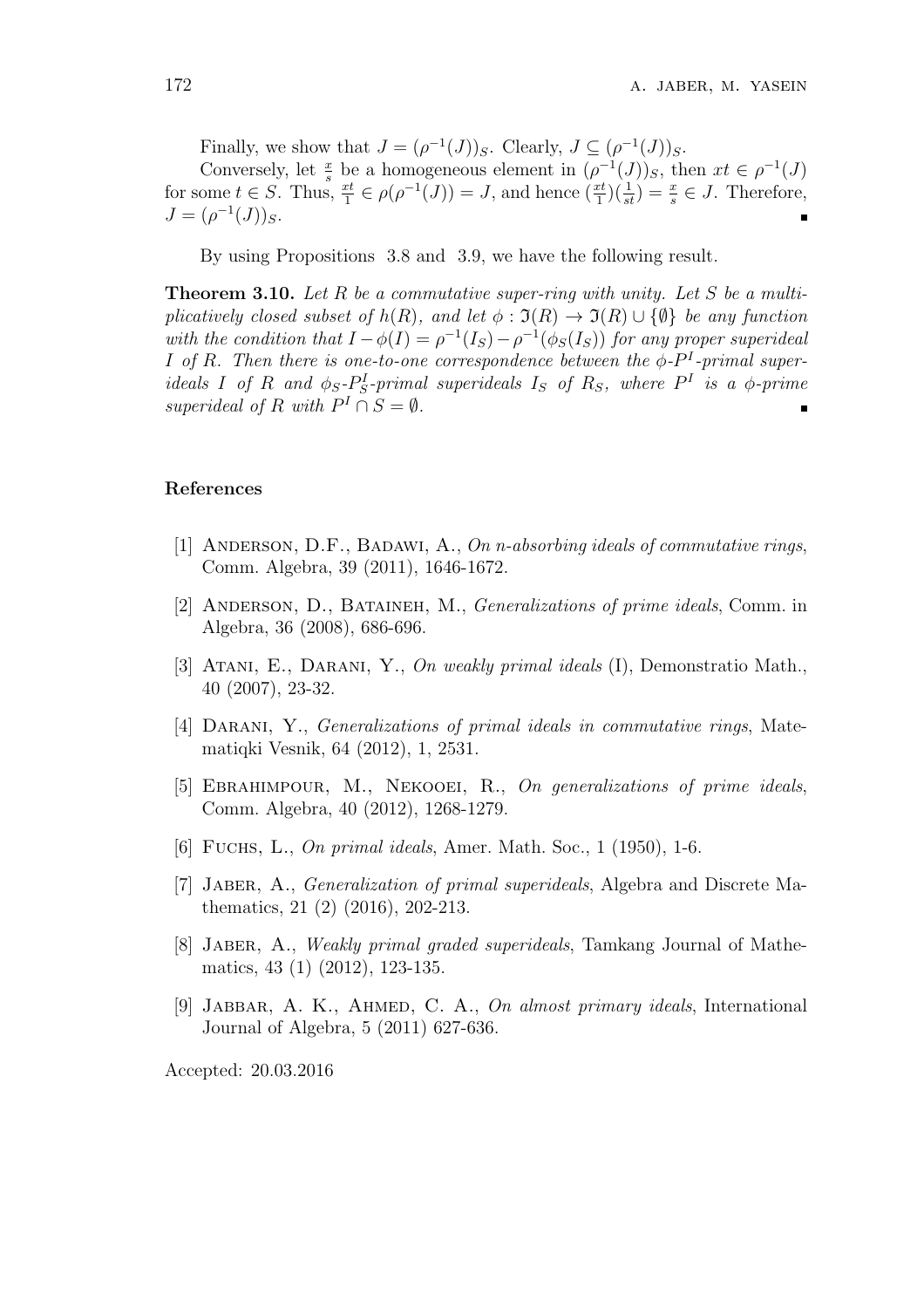Finally, we show that $J = (\rho^{-1}(J))_S$. Clearly, $J \subseteq (\rho^{-1}(J))_S$.

Conversely, let $\frac{x}{s}$ be a homogeneous element in $(\rho^{-1}(J))_S$, then $xt \in \rho^{-1}(J)$ for some $t \in S$. Thus, $\frac{xt}{1} \in \rho(\rho^{-1}(J)) = J$, and hence $(\frac{xt}{1})(\frac{1}{st}) = \frac{x}{s} \in J$. Therefore, $J = (\rho^{-1}(J))_S$. ∎

By using Propositions 3.8 and 3.9, we have the following result.

**Theorem 3.10.** *Let $R$ be a commutative super-ring with unity. Let $S$ be a multiplicatively closed subset of $h(R)$, and let $\phi : \mathfrak{I}(R) \to \mathfrak{I}(R) \cup \{\emptyset\}$ be any function with the condition that $I - \phi(I) = \rho^{-1}(I_S) - \rho^{-1}(\phi_S(I_S))$ for any proper superideal $I$ of $R$. Then there is one-to-one correspondence between the $\phi$-$P^I$-primal superideals $I$ of $R$ and $\phi_S$-$P^I_S$-primal superideals $I_S$ of $R_S$, where $P^I$ is a $\phi$-prime superideal of $R$ with $P^I \cap S = \emptyset$.* ∎

## References

[1] Anderson, D.F., Badawi, A., *On n-absorbing ideals of commutative rings*, Comm. Algebra, 39 (2011), 1646-1672.

[2] Anderson, D., Bataineh, M., *Generalizations of prime ideals*, Comm. in Algebra, 36 (2008), 686-696.

[3] Atani, E., Darani, Y., *On weakly primal ideals* (I), Demonstratio Math., 40 (2007), 23-32.

[4] Darani, Y., *Generalizations of primal ideals in commutative rings*, Matematiqki Vesnik, 64 (2012), 1, 2531.

[5] Ebrahimpour, M., Nekooei, R., *On generalizations of prime ideals*, Comm. Algebra, 40 (2012), 1268-1279.

[6] Fuchs, L., *On primal ideals*, Amer. Math. Soc., 1 (1950), 1-6.

[7] Jaber, A., *Generalization of primal superideals*, Algebra and Discrete Mathematics, 21 (2) (2016), 202-213.

[8] Jaber, A., *Weakly primal graded superideals*, Tamkang Journal of Mathematics, 43 (1) (2012), 123-135.

[9] Jabbar, A. K., Ahmed, C. A., *On almost primary ideals*, International Journal of Algebra, 5 (2011) 627-636.

Accepted: 20.03.2016